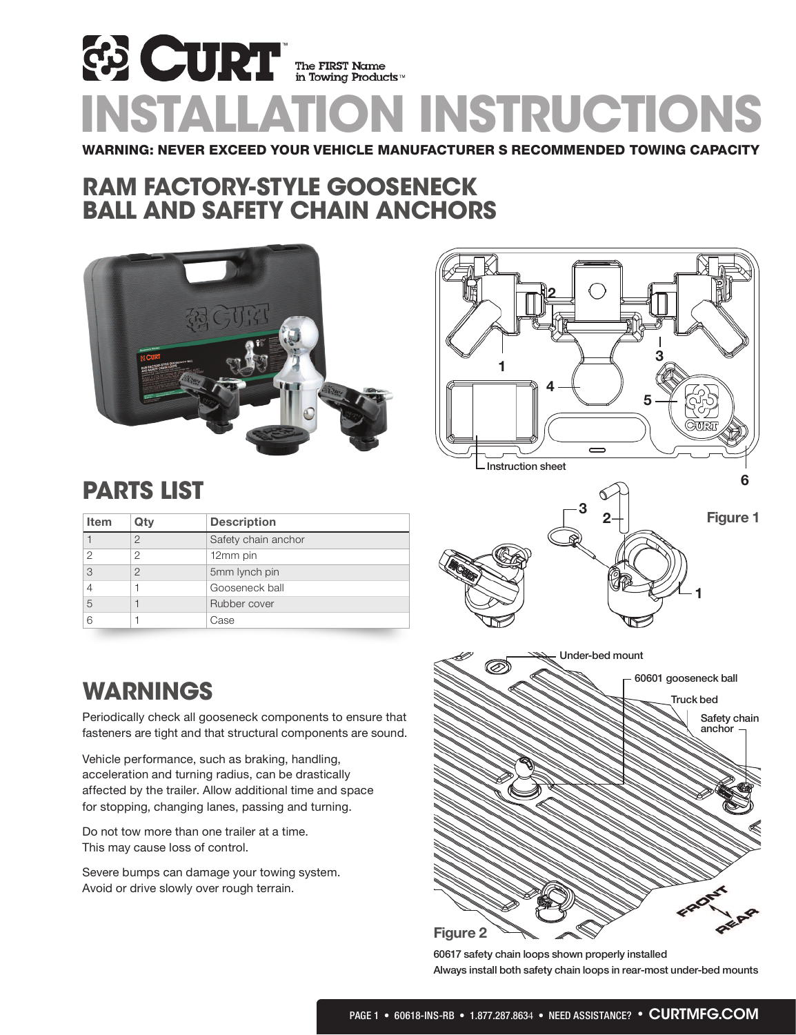# INSTALLATION INSTRUCTIONS

**WARNING: NEVER EXCEED YOUR VEHICLE MANUFACTURER S RECOMMENDED TOWING CAPACITY**

## RAM FACTORY-STYLE GOOSENECK BALL AND SAFETY CHAIN ANCHORS

## PARTS LIST

| Item | Qty | Description |
|---|---|---|
| 1 | 2 | Safety chain anchor |
| 2 | 2 | 12mm pin |
| 3 | 2 | 5mm lynch pin |
| 4 | 1 | Gooseneck ball |
| 5 | 1 | Rubber cover |
| 6 | 1 | Case |

Instruction sheet

Figure 1

## WARNINGS

Periodically check all gooseneck components to ensure that fasteners are tight and that structural components are sound.

Vehicle performance, such as braking, handling, acceleration and turning radius, can be drastically affected by the trailer. Allow additional time and space for stopping, changing lanes, passing and turning.

Do not tow more than one trailer at a time. This may cause loss of control.

Severe bumps can damage your towing system. Avoid or drive slowly over rough terrain.

Under-bed mount

60601 gooseneck ball

Truck bed

Safety chain anchor

FRONT

REAR

Figure 2

60617 safety chain loops shown properly installed

Always install both safety chain loops in rear-most under-bed mounts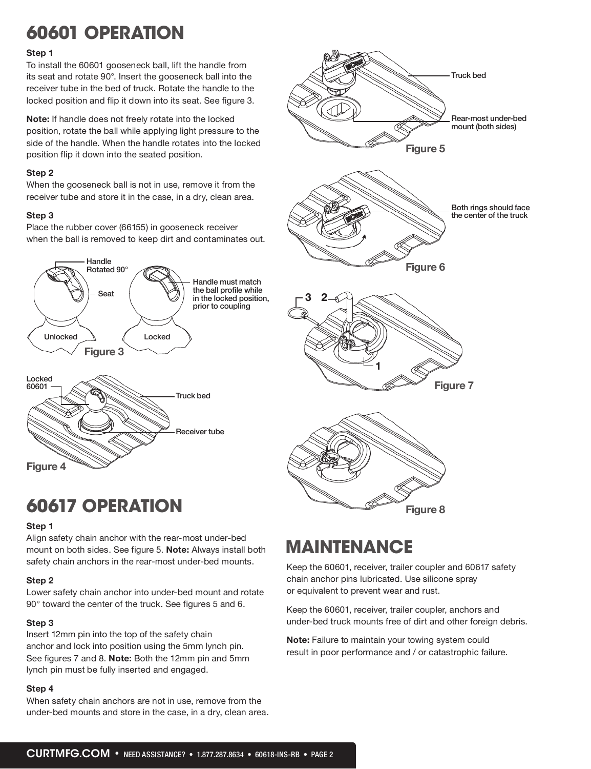# 60601 OPERATION

**Step 1**

To install the 60601 gooseneck ball, lift the handle from its seat and rotate 90°. Insert the gooseneck ball into the receiver tube in the bed of truck. Rotate the handle to the locked position and flip it down into its seat. See figure 3.

**Note:** If handle does not freely rotate into the locked position, rotate the ball while applying light pressure to the side of the handle. When the handle rotates into the locked position flip it down into the seated position.

**Step 2**

When the gooseneck ball is not in use, remove it from the receiver tube and store it in the case, in a dry, clean area.

**Step 3**

Place the rubber cover (66155) in gooseneck receiver when the ball is removed to keep dirt and contaminates out.

Handle Rotated 90°

Seat

Unlocked

Locked

Handle must match the ball profile while in the locked position, prior to coupling

**Figure 3**

Locked 60601

Truck bed

Receiver tube

**Figure 4**

Truck bed

Rear-most under-bed mount (both sides)

**Figure 5**

Both rings should face the center of the truck

**Figure 6**

3 2

1

**Figure 7**

**Figure 8**

# 60617 OPERATION

**Step 1**

Align safety chain anchor with the rear-most under-bed mount on both sides. See figure 5. **Note:** Always install both safety chain anchors in the rear-most under-bed mounts.

**Step 2**

Lower safety chain anchor into under-bed mount and rotate 90° toward the center of the truck. See figures 5 and 6.

**Step 3**

Insert 12mm pin into the top of the safety chain anchor and lock into position using the 5mm lynch pin. See figures 7 and 8. **Note:** Both the 12mm pin and 5mm lynch pin must be fully inserted and engaged.

**Step 4**

When safety chain anchors are not in use, remove from the under-bed mounts and store in the case, in a dry, clean area.

# MAINTENANCE

Keep the 60601, receiver, trailer coupler and 60617 safety chain anchor pins lubricated. Use silicone spray or equivalent to prevent wear and rust.

Keep the 60601, receiver, trailer coupler, anchors and under-bed truck mounts free of dirt and other foreign debris.

**Note:** Failure to maintain your towing system could result in poor performance and / or catastrophic failure.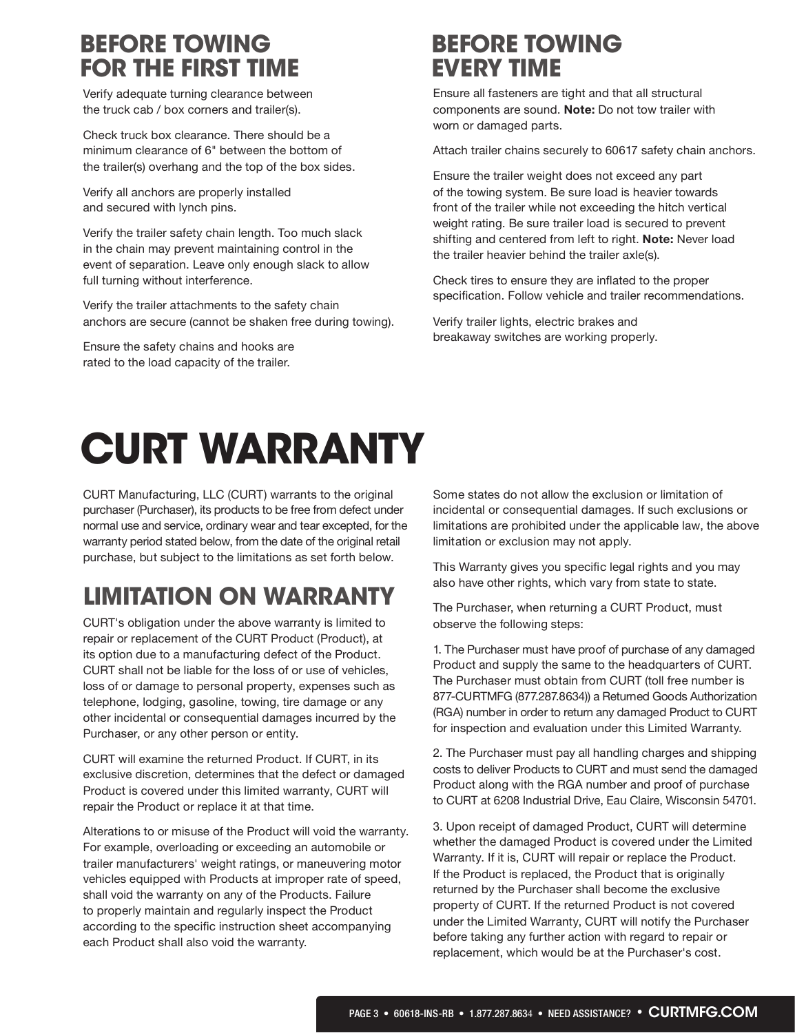## BEFORE TOWING FOR THE FIRST TIME

Verify adequate turning clearance between the truck cab / box corners and trailer(s).

Check truck box clearance. There should be a minimum clearance of 6" between the bottom of the trailer(s) overhang and the top of the box sides.

Verify all anchors are properly installed and secured with lynch pins.

Verify the trailer safety chain length. Too much slack in the chain may prevent maintaining control in the event of separation. Leave only enough slack to allow full turning without interference.

Verify the trailer attachments to the safety chain anchors are secure (cannot be shaken free during towing).

Ensure the safety chains and hooks are rated to the load capacity of the trailer.

## BEFORE TOWING EVERY TIME

Ensure all fasteners are tight and that all structural components are sound. **Note:** Do not tow trailer with worn or damaged parts.

Attach trailer chains securely to 60617 safety chain anchors.

Ensure the trailer weight does not exceed any part of the towing system. Be sure load is heavier towards front of the trailer while not exceeding the hitch vertical weight rating. Be sure trailer load is secured to prevent shifting and centered from left to right. **Note:** Never load the trailer heavier behind the trailer axle(s).

Check tires to ensure they are inflated to the proper specification. Follow vehicle and trailer recommendations.

Verify trailer lights, electric brakes and breakaway switches are working properly.

# CURT WARRANTY

CURT Manufacturing, LLC (CURT) warrants to the original purchaser (Purchaser), its products to be free from defect under normal use and service, ordinary wear and tear excepted, for the warranty period stated below, from the date of the original retail purchase, but subject to the limitations as set forth below.

## LIMITATION ON WARRANTY

CURT's obligation under the above warranty is limited to repair or replacement of the CURT Product (Product), at its option due to a manufacturing defect of the Product. CURT shall not be liable for the loss of or use of vehicles, loss of or damage to personal property, expenses such as telephone, lodging, gasoline, towing, tire damage or any other incidental or consequential damages incurred by the Purchaser, or any other person or entity.

CURT will examine the returned Product. If CURT, in its exclusive discretion, determines that the defect or damaged Product is covered under this limited warranty, CURT will repair the Product or replace it at that time.

Alterations to or misuse of the Product will void the warranty. For example, overloading or exceeding an automobile or trailer manufacturers' weight ratings, or maneuvering motor vehicles equipped with Products at improper rate of speed, shall void the warranty on any of the Products. Failure to properly maintain and regularly inspect the Product according to the specific instruction sheet accompanying each Product shall also void the warranty.

Some states do not allow the exclusion or limitation of incidental or consequential damages. If such exclusions or limitations are prohibited under the applicable law, the above limitation or exclusion may not apply.

This Warranty gives you specific legal rights and you may also have other rights, which vary from state to state.

The Purchaser, when returning a CURT Product, must observe the following steps:

1. The Purchaser must have proof of purchase of any damaged Product and supply the same to the headquarters of CURT. The Purchaser must obtain from CURT (toll free number is 877-CURTMFG (877.287.8634)) a Returned Goods Authorization (RGA) number in order to return any damaged Product to CURT for inspection and evaluation under this Limited Warranty.

2. The Purchaser must pay all handling charges and shipping costs to deliver Products to CURT and must send the damaged Product along with the RGA number and proof of purchase to CURT at 6208 Industrial Drive, Eau Claire, Wisconsin 54701.

3. Upon receipt of damaged Product, CURT will determine whether the damaged Product is covered under the Limited Warranty. If it is, CURT will repair or replace the Product. If the Product is replaced, the Product that is originally returned by the Purchaser shall become the exclusive property of CURT. If the returned Product is not covered under the Limited Warranty, CURT will notify the Purchaser before taking any further action with regard to repair or replacement, which would be at the Purchaser's cost.